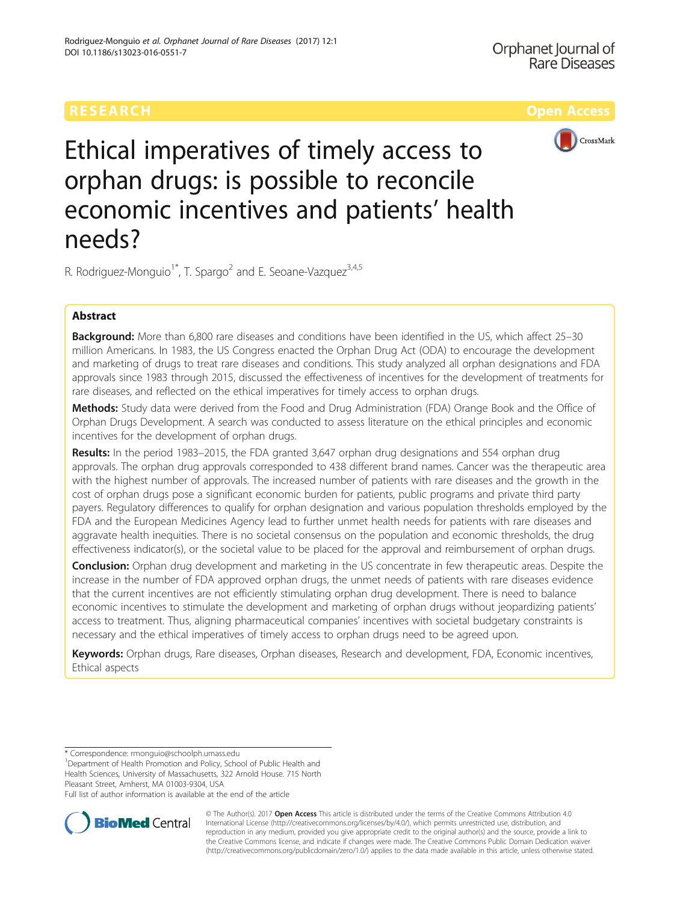RESEARCH Open Access

# Ethical imperatives of timely access to orphan drugs: is possible to reconcile economic incentives and patients' health needs?

R. Rodriguez-Monguio[1*], T. Spargo[2] and E. Seoane-Vazquez[3,4,5]

## Abstract

**Background:** More than 6,800 rare diseases and conditions have been identified in the US, which affect 25–30 million Americans. In 1983, the US Congress enacted the Orphan Drug Act (ODA) to encourage the development and marketing of drugs to treat rare diseases and conditions. This study analyzed all orphan designations and FDA approvals since 1983 through 2015, discussed the effectiveness of incentives for the development of treatments for rare diseases, and reflected on the ethical imperatives for timely access to orphan drugs.

**Methods:** Study data were derived from the Food and Drug Administration (FDA) Orange Book and the Office of Orphan Drugs Development. A search was conducted to assess literature on the ethical principles and economic incentives for the development of orphan drugs.

**Results:** In the period 1983–2015, the FDA granted 3,647 orphan drug designations and 554 orphan drug approvals. The orphan drug approvals corresponded to 438 different brand names. Cancer was the therapeutic area with the highest number of approvals. The increased number of patients with rare diseases and the growth in the cost of orphan drugs pose a significant economic burden for patients, public programs and private third party payers. Regulatory differences to qualify for orphan designation and various population thresholds employed by the FDA and the European Medicines Agency lead to further unmet health needs for patients with rare diseases and aggravate health inequities. There is no societal consensus on the population and economic thresholds, the drug effectiveness indicator(s), or the societal value to be placed for the approval and reimbursement of orphan drugs.

**Conclusion:** Orphan drug development and marketing in the US concentrate in few therapeutic areas. Despite the increase in the number of FDA approved orphan drugs, the unmet needs of patients with rare diseases evidence that the current incentives are not efficiently stimulating orphan drug development. There is need to balance economic incentives to stimulate the development and marketing of orphan drugs without jeopardizing patients' access to treatment. Thus, aligning pharmaceutical companies' incentives with societal budgetary constraints is necessary and the ethical imperatives of timely access to orphan drugs need to be agreed upon.

**Keywords:** Orphan drugs, Rare diseases, Orphan diseases, Research and development, FDA, Economic incentives, Ethical aspects

---

\* Correspondence: rmonguio@schoolph.umass.edu

[1]Department of Health Promotion and Policy, School of Public Health and Health Sciences, University of Massachusetts, 322 Arnold House. 715 North Pleasant Street, Amherst, MA 01003-9304, USA

Full list of author information is available at the end of the article

© The Author(s). 2017 **Open Access** This article is distributed under the terms of the Creative Commons Attribution 4.0 International License (http://creativecommons.org/licenses/by/4.0/), which permits unrestricted use, distribution, and reproduction in any medium, provided you give appropriate credit to the original author(s) and the source, provide a link to the Creative Commons license, and indicate if changes were made. The Creative Commons Public Domain Dedication waiver (http://creativecommons.org/publicdomain/zero/1.0/) applies to the data made available in this article, unless otherwise stated.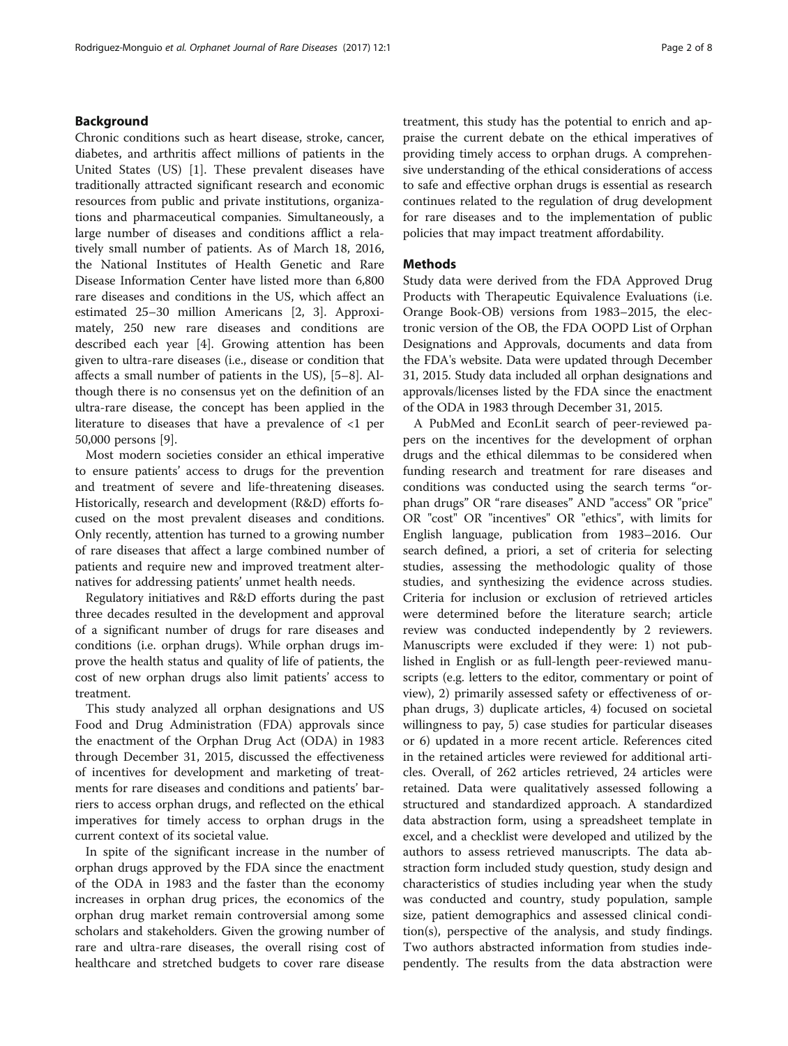## Background

Chronic conditions such as heart disease, stroke, cancer, diabetes, and arthritis affect millions of patients in the United States (US) [1]. These prevalent diseases have traditionally attracted significant research and economic resources from public and private institutions, organizations and pharmaceutical companies. Simultaneously, a large number of diseases and conditions afflict a relatively small number of patients. As of March 18, 2016, the National Institutes of Health Genetic and Rare Disease Information Center have listed more than 6,800 rare diseases and conditions in the US, which affect an estimated 25–30 million Americans [2, 3]. Approximately, 250 new rare diseases and conditions are described each year [4]. Growing attention has been given to ultra-rare diseases (i.e., disease or condition that affects a small number of patients in the US), [5–8]. Although there is no consensus yet on the definition of an ultra-rare disease, the concept has been applied in the literature to diseases that have a prevalence of <1 per 50,000 persons [9].

Most modern societies consider an ethical imperative to ensure patients' access to drugs for the prevention and treatment of severe and life-threatening diseases. Historically, research and development (R&D) efforts focused on the most prevalent diseases and conditions. Only recently, attention has turned to a growing number of rare diseases that affect a large combined number of patients and require new and improved treatment alternatives for addressing patients' unmet health needs.

Regulatory initiatives and R&D efforts during the past three decades resulted in the development and approval of a significant number of drugs for rare diseases and conditions (i.e. orphan drugs). While orphan drugs improve the health status and quality of life of patients, the cost of new orphan drugs also limit patients' access to treatment.

This study analyzed all orphan designations and US Food and Drug Administration (FDA) approvals since the enactment of the Orphan Drug Act (ODA) in 1983 through December 31, 2015, discussed the effectiveness of incentives for development and marketing of treatments for rare diseases and conditions and patients' barriers to access orphan drugs, and reflected on the ethical imperatives for timely access to orphan drugs in the current context of its societal value.

In spite of the significant increase in the number of orphan drugs approved by the FDA since the enactment of the ODA in 1983 and the faster than the economy increases in orphan drug prices, the economics of the orphan drug market remain controversial among some scholars and stakeholders. Given the growing number of rare and ultra-rare diseases, the overall rising cost of healthcare and stretched budgets to cover rare disease treatment, this study has the potential to enrich and appraise the current debate on the ethical imperatives of providing timely access to orphan drugs. A comprehensive understanding of the ethical considerations of access to safe and effective orphan drugs is essential as research continues related to the regulation of drug development for rare diseases and to the implementation of public policies that may impact treatment affordability.

## Methods

Study data were derived from the FDA Approved Drug Products with Therapeutic Equivalence Evaluations (i.e. Orange Book-OB) versions from 1983–2015, the electronic version of the OB, the FDA OOPD List of Orphan Designations and Approvals, documents and data from the FDA's website. Data were updated through December 31, 2015. Study data included all orphan designations and approvals/licenses listed by the FDA since the enactment of the ODA in 1983 through December 31, 2015.

A PubMed and EconLit search of peer-reviewed papers on the incentives for the development of orphan drugs and the ethical dilemmas to be considered when funding research and treatment for rare diseases and conditions was conducted using the search terms "orphan drugs" OR "rare diseases" AND "access" OR "price" OR "cost" OR "incentives" OR "ethics", with limits for English language, publication from 1983–2016. Our search defined, a priori, a set of criteria for selecting studies, assessing the methodologic quality of those studies, and synthesizing the evidence across studies. Criteria for inclusion or exclusion of retrieved articles were determined before the literature search; article review was conducted independently by 2 reviewers. Manuscripts were excluded if they were: 1) not published in English or as full-length peer-reviewed manuscripts (e.g. letters to the editor, commentary or point of view), 2) primarily assessed safety or effectiveness of orphan drugs, 3) duplicate articles, 4) focused on societal willingness to pay, 5) case studies for particular diseases or 6) updated in a more recent article. References cited in the retained articles were reviewed for additional articles. Overall, of 262 articles retrieved, 24 articles were retained. Data were qualitatively assessed following a structured and standardized approach. A standardized data abstraction form, using a spreadsheet template in excel, and a checklist were developed and utilized by the authors to assess retrieved manuscripts. The data abstraction form included study question, study design and characteristics of studies including year when the study was conducted and country, study population, sample size, patient demographics and assessed clinical condition(s), perspective of the analysis, and study findings. Two authors abstracted information from studies independently. The results from the data abstraction were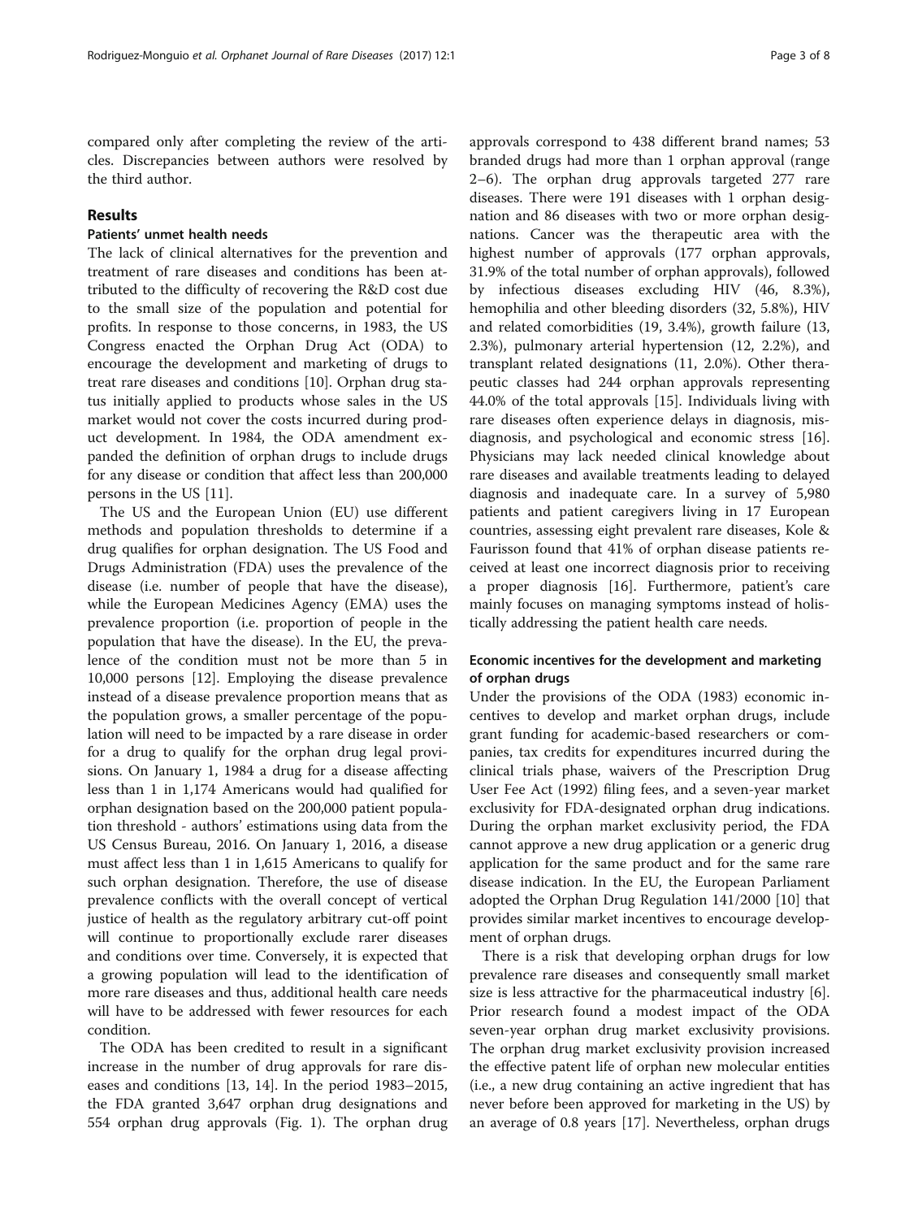compared only after completing the review of the articles. Discrepancies between authors were resolved by the third author.

## Results

### Patients' unmet health needs

The lack of clinical alternatives for the prevention and treatment of rare diseases and conditions has been attributed to the difficulty of recovering the R&D cost due to the small size of the population and potential for profits. In response to those concerns, in 1983, the US Congress enacted the Orphan Drug Act (ODA) to encourage the development and marketing of drugs to treat rare diseases and conditions [10]. Orphan drug status initially applied to products whose sales in the US market would not cover the costs incurred during product development. In 1984, the ODA amendment expanded the definition of orphan drugs to include drugs for any disease or condition that affect less than 200,000 persons in the US [11].

The US and the European Union (EU) use different methods and population thresholds to determine if a drug qualifies for orphan designation. The US Food and Drugs Administration (FDA) uses the prevalence of the disease (i.e. number of people that have the disease), while the European Medicines Agency (EMA) uses the prevalence proportion (i.e. proportion of people in the population that have the disease). In the EU, the prevalence of the condition must not be more than 5 in 10,000 persons [12]. Employing the disease prevalence instead of a disease prevalence proportion means that as the population grows, a smaller percentage of the population will need to be impacted by a rare disease in order for a drug to qualify for the orphan drug legal provisions. On January 1, 1984 a drug for a disease affecting less than 1 in 1,174 Americans would had qualified for orphan designation based on the 200,000 patient population threshold - authors' estimations using data from the US Census Bureau, 2016. On January 1, 2016, a disease must affect less than 1 in 1,615 Americans to qualify for such orphan designation. Therefore, the use of disease prevalence conflicts with the overall concept of vertical justice of health as the regulatory arbitrary cut-off point will continue to proportionally exclude rarer diseases and conditions over time. Conversely, it is expected that a growing population will lead to the identification of more rare diseases and thus, additional health care needs will have to be addressed with fewer resources for each condition.

The ODA has been credited to result in a significant increase in the number of drug approvals for rare diseases and conditions [13, 14]. In the period 1983–2015, the FDA granted 3,647 orphan drug designations and 554 orphan drug approvals (Fig. 1). The orphan drug approvals correspond to 438 different brand names; 53 branded drugs had more than 1 orphan approval (range 2–6). The orphan drug approvals targeted 277 rare diseases. There were 191 diseases with 1 orphan designation and 86 diseases with two or more orphan designations. Cancer was the therapeutic area with the highest number of approvals (177 orphan approvals, 31.9% of the total number of orphan approvals), followed by infectious diseases excluding HIV (46, 8.3%), hemophilia and other bleeding disorders (32, 5.8%), HIV and related comorbidities (19, 3.4%), growth failure (13, 2.3%), pulmonary arterial hypertension (12, 2.2%), and transplant related designations (11, 2.0%). Other therapeutic classes had 244 orphan approvals representing 44.0% of the total approvals [15]. Individuals living with rare diseases often experience delays in diagnosis, misdiagnosis, and psychological and economic stress [16]. Physicians may lack needed clinical knowledge about rare diseases and available treatments leading to delayed diagnosis and inadequate care. In a survey of 5,980 patients and patient caregivers living in 17 European countries, assessing eight prevalent rare diseases, Kole & Faurisson found that 41% of orphan disease patients received at least one incorrect diagnosis prior to receiving a proper diagnosis [16]. Furthermore, patient's care mainly focuses on managing symptoms instead of holistically addressing the patient health care needs.

### Economic incentives for the development and marketing of orphan drugs

Under the provisions of the ODA (1983) economic incentives to develop and market orphan drugs, include grant funding for academic-based researchers or companies, tax credits for expenditures incurred during the clinical trials phase, waivers of the Prescription Drug User Fee Act (1992) filing fees, and a seven-year market exclusivity for FDA-designated orphan drug indications. During the orphan market exclusivity period, the FDA cannot approve a new drug application or a generic drug application for the same product and for the same rare disease indication. In the EU, the European Parliament adopted the Orphan Drug Regulation 141/2000 [10] that provides similar market incentives to encourage development of orphan drugs.

There is a risk that developing orphan drugs for low prevalence rare diseases and consequently small market size is less attractive for the pharmaceutical industry [6]. Prior research found a modest impact of the ODA seven-year orphan drug market exclusivity provisions. The orphan drug market exclusivity provision increased the effective patent life of orphan new molecular entities (i.e., a new drug containing an active ingredient that has never before been approved for marketing in the US) by an average of 0.8 years [17]. Nevertheless, orphan drugs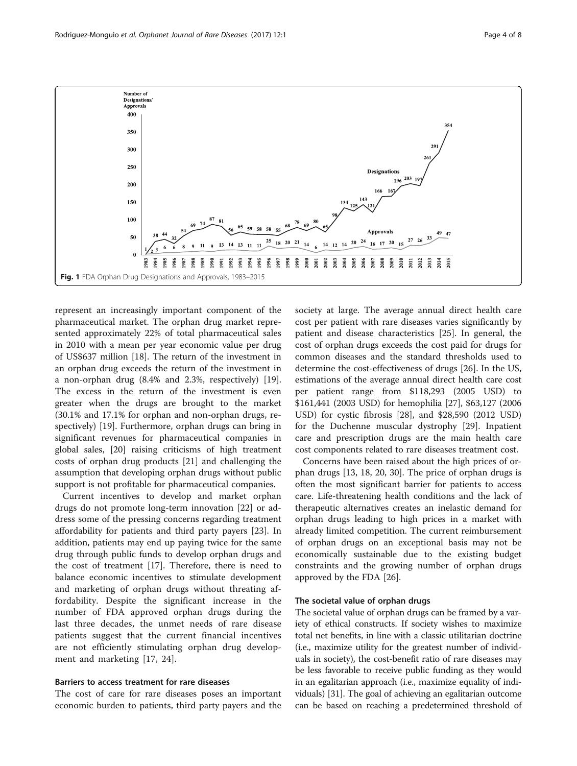Fig. 1 FDA Orphan Drug Designations and Approvals, 1983–2015

represent an increasingly important component of the pharmaceutical market. The orphan drug market represented approximately 22% of total pharmaceutical sales in 2010 with a mean per year economic value per drug of US$637 million [18]. The return of the investment in an orphan drug exceeds the return of the investment in a non-orphan drug (8.4% and 2.3%, respectively) [19]. The excess in the return of the investment is even greater when the drugs are brought to the market (30.1% and 17.1% for orphan and non-orphan drugs, respectively) [19]. Furthermore, orphan drugs can bring in significant revenues for pharmaceutical companies in global sales, [20] raising criticisms of high treatment costs of orphan drug products [21] and challenging the assumption that developing orphan drugs without public support is not profitable for pharmaceutical companies.

Current incentives to develop and market orphan drugs do not promote long-term innovation [22] or address some of the pressing concerns regarding treatment affordability for patients and third party payers [23]. In addition, patients may end up paying twice for the same drug through public funds to develop orphan drugs and the cost of treatment [17]. Therefore, there is need to balance economic incentives to stimulate development and marketing of orphan drugs without threating affordability. Despite the significant increase in the number of FDA approved orphan drugs during the last three decades, the unmet needs of rare disease patients suggest that the current financial incentives are not efficiently stimulating orphan drug development and marketing [17, 24].

### Barriers to access treatment for rare diseases

The cost of care for rare diseases poses an important economic burden to patients, third party payers and the society at large. The average annual direct health care cost per patient with rare diseases varies significantly by patient and disease characteristics [25]. In general, the cost of orphan drugs exceeds the cost paid for drugs for common diseases and the standard thresholds used to determine the cost-effectiveness of drugs [26]. In the US, estimations of the average annual direct health care cost per patient range from $118,293 (2005 USD) to $161,441 (2003 USD) for hemophilia [27], $63,127 (2006 USD) for cystic fibrosis [28], and $28,590 (2012 USD) for the Duchenne muscular dystrophy [29]. Inpatient care and prescription drugs are the main health care cost components related to rare diseases treatment cost.

Concerns have been raised about the high prices of orphan drugs [13, 18, 20, 30]. The price of orphan drugs is often the most significant barrier for patients to access care. Life-threatening health conditions and the lack of therapeutic alternatives creates an inelastic demand for orphan drugs leading to high prices in a market with already limited competition. The current reimbursement of orphan drugs on an exceptional basis may not be economically sustainable due to the existing budget constraints and the growing number of orphan drugs approved by the FDA [26].

### The societal value of orphan drugs

The societal value of orphan drugs can be framed by a variety of ethical constructs. If society wishes to maximize total net benefits, in line with a classic utilitarian doctrine (i.e., maximize utility for the greatest number of individuals in society), the cost-benefit ratio of rare diseases may be less favorable to receive public funding as they would in an egalitarian approach (i.e., maximize equality of individuals) [31]. The goal of achieving an egalitarian outcome can be based on reaching a predetermined threshold of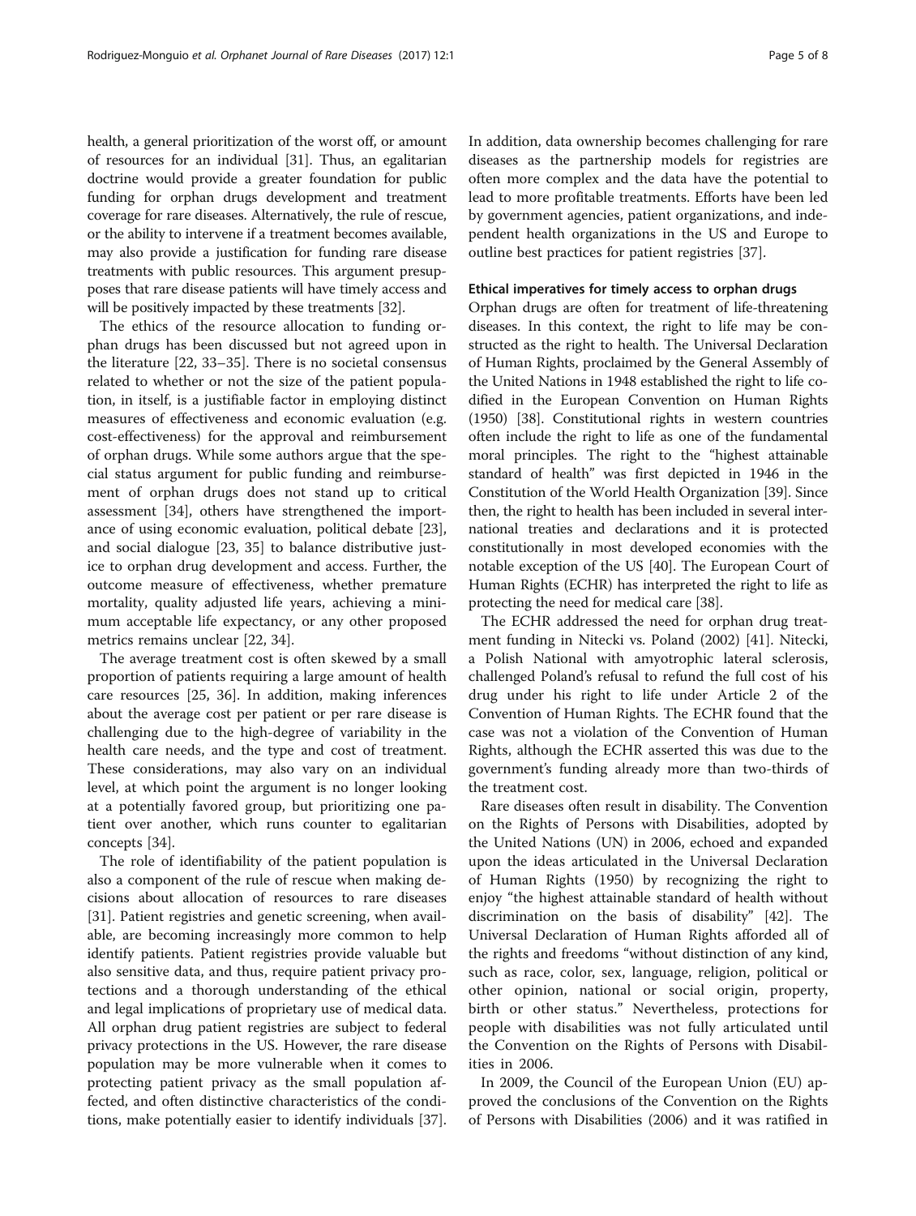health, a general prioritization of the worst off, or amount of resources for an individual [31]. Thus, an egalitarian doctrine would provide a greater foundation for public funding for orphan drugs development and treatment coverage for rare diseases. Alternatively, the rule of rescue, or the ability to intervene if a treatment becomes available, may also provide a justification for funding rare disease treatments with public resources. This argument presupposes that rare disease patients will have timely access and will be positively impacted by these treatments [32].

The ethics of the resource allocation to funding orphan drugs has been discussed but not agreed upon in the literature [22, 33–35]. There is no societal consensus related to whether or not the size of the patient population, in itself, is a justifiable factor in employing distinct measures of effectiveness and economic evaluation (e.g. cost-effectiveness) for the approval and reimbursement of orphan drugs. While some authors argue that the special status argument for public funding and reimbursement of orphan drugs does not stand up to critical assessment [34], others have strengthened the importance of using economic evaluation, political debate [23], and social dialogue [23, 35] to balance distributive justice to orphan drug development and access. Further, the outcome measure of effectiveness, whether premature mortality, quality adjusted life years, achieving a minimum acceptable life expectancy, or any other proposed metrics remains unclear [22, 34].

The average treatment cost is often skewed by a small proportion of patients requiring a large amount of health care resources [25, 36]. In addition, making inferences about the average cost per patient or per rare disease is challenging due to the high-degree of variability in the health care needs, and the type and cost of treatment. These considerations, may also vary on an individual level, at which point the argument is no longer looking at a potentially favored group, but prioritizing one patient over another, which runs counter to egalitarian concepts [34].

The role of identifiability of the patient population is also a component of the rule of rescue when making decisions about allocation of resources to rare diseases [31]. Patient registries and genetic screening, when available, are becoming increasingly more common to help identify patients. Patient registries provide valuable but also sensitive data, and thus, require patient privacy protections and a thorough understanding of the ethical and legal implications of proprietary use of medical data. All orphan drug patient registries are subject to federal privacy protections in the US. However, the rare disease population may be more vulnerable when it comes to protecting patient privacy as the small population affected, and often distinctive characteristics of the conditions, make potentially easier to identify individuals [37]. In addition, data ownership becomes challenging for rare diseases as the partnership models for registries are often more complex and the data have the potential to lead to more profitable treatments. Efforts have been led by government agencies, patient organizations, and independent health organizations in the US and Europe to outline best practices for patient registries [37].

### Ethical imperatives for timely access to orphan drugs

Orphan drugs are often for treatment of life-threatening diseases. In this context, the right to life may be constructed as the right to health. The Universal Declaration of Human Rights, proclaimed by the General Assembly of the United Nations in 1948 established the right to life codified in the European Convention on Human Rights (1950) [38]. Constitutional rights in western countries often include the right to life as one of the fundamental moral principles. The right to the "highest attainable standard of health" was first depicted in 1946 in the Constitution of the World Health Organization [39]. Since then, the right to health has been included in several international treaties and declarations and it is protected constitutionally in most developed economies with the notable exception of the US [40]. The European Court of Human Rights (ECHR) has interpreted the right to life as protecting the need for medical care [38].

The ECHR addressed the need for orphan drug treatment funding in Nitecki vs. Poland (2002) [41]. Nitecki, a Polish National with amyotrophic lateral sclerosis, challenged Poland's refusal to refund the full cost of his drug under his right to life under Article 2 of the Convention of Human Rights. The ECHR found that the case was not a violation of the Convention of Human Rights, although the ECHR asserted this was due to the government's funding already more than two-thirds of the treatment cost.

Rare diseases often result in disability. The Convention on the Rights of Persons with Disabilities, adopted by the United Nations (UN) in 2006, echoed and expanded upon the ideas articulated in the Universal Declaration of Human Rights (1950) by recognizing the right to enjoy "the highest attainable standard of health without discrimination on the basis of disability" [42]. The Universal Declaration of Human Rights afforded all of the rights and freedoms "without distinction of any kind, such as race, color, sex, language, religion, political or other opinion, national or social origin, property, birth or other status." Nevertheless, protections for people with disabilities was not fully articulated until the Convention on the Rights of Persons with Disabilities in 2006.

In 2009, the Council of the European Union (EU) approved the conclusions of the Convention on the Rights of Persons with Disabilities (2006) and it was ratified in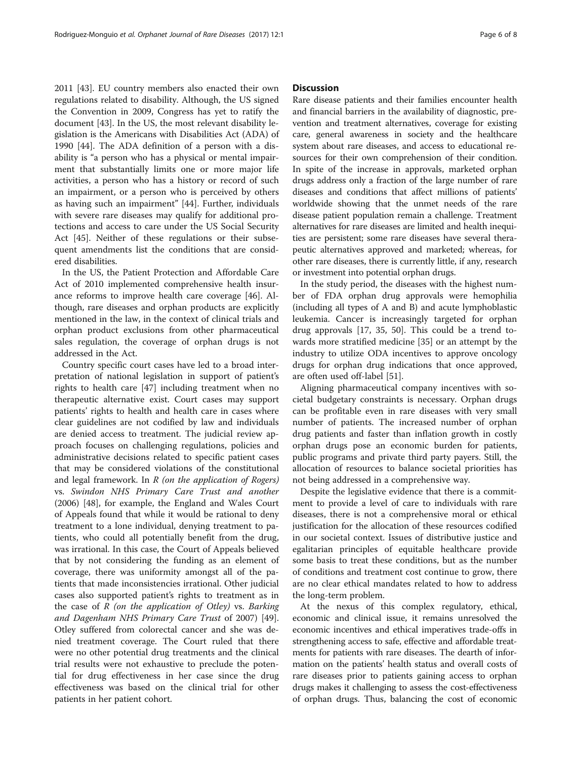2011 [43]. EU country members also enacted their own regulations related to disability. Although, the US signed the Convention in 2009, Congress has yet to ratify the document [43]. In the US, the most relevant disability legislation is the Americans with Disabilities Act (ADA) of 1990 [44]. The ADA definition of a person with a disability is "a person who has a physical or mental impairment that substantially limits one or more major life activities, a person who has a history or record of such an impairment, or a person who is perceived by others as having such an impairment" [44]. Further, individuals with severe rare diseases may qualify for additional protections and access to care under the US Social Security Act [45]. Neither of these regulations or their subsequent amendments list the conditions that are considered disabilities.

In the US, the Patient Protection and Affordable Care Act of 2010 implemented comprehensive health insurance reforms to improve health care coverage [46]. Although, rare diseases and orphan products are explicitly mentioned in the law, in the context of clinical trials and orphan product exclusions from other pharmaceutical sales regulation, the coverage of orphan drugs is not addressed in the Act.

Country specific court cases have led to a broad interpretation of national legislation in support of patient's rights to health care [47] including treatment when no therapeutic alternative exist. Court cases may support patients' rights to health and health care in cases where clear guidelines are not codified by law and individuals are denied access to treatment. The judicial review approach focuses on challenging regulations, policies and administrative decisions related to specific patient cases that may be considered violations of the constitutional and legal framework. In *R (on the application of Rogers)* vs. *Swindon NHS Primary Care Trust and another* (2006) [48], for example, the England and Wales Court of Appeals found that while it would be rational to deny treatment to a lone individual, denying treatment to patients, who could all potentially benefit from the drug, was irrational. In this case, the Court of Appeals believed that by not considering the funding as an element of coverage, there was uniformity amongst all of the patients that made inconsistencies irrational. Other judicial cases also supported patient's rights to treatment as in the case of *R (on the application of Otley)* vs. *Barking and Dagenham NHS Primary Care Trust* of 2007) [49]. Otley suffered from colorectal cancer and she was denied treatment coverage. The Court ruled that there were no other potential drug treatments and the clinical trial results were not exhaustive to preclude the potential for drug effectiveness in her case since the drug effectiveness was based on the clinical trial for other patients in her patient cohort.

## Discussion

Rare disease patients and their families encounter health and financial barriers in the availability of diagnostic, prevention and treatment alternatives, coverage for existing care, general awareness in society and the healthcare system about rare diseases, and access to educational resources for their own comprehension of their condition. In spite of the increase in approvals, marketed orphan drugs address only a fraction of the large number of rare diseases and conditions that affect millions of patients' worldwide showing that the unmet needs of the rare disease patient population remain a challenge. Treatment alternatives for rare diseases are limited and health inequities are persistent; some rare diseases have several therapeutic alternatives approved and marketed; whereas, for other rare diseases, there is currently little, if any, research or investment into potential orphan drugs.

In the study period, the diseases with the highest number of FDA orphan drug approvals were hemophilia (including all types of A and B) and acute lymphoblastic leukemia. Cancer is increasingly targeted for orphan drug approvals [17, 35, 50]. This could be a trend towards more stratified medicine [35] or an attempt by the industry to utilize ODA incentives to approve oncology drugs for orphan drug indications that once approved, are often used off-label [51].

Aligning pharmaceutical company incentives with societal budgetary constraints is necessary. Orphan drugs can be profitable even in rare diseases with very small number of patients. The increased number of orphan drug patients and faster than inflation growth in costly orphan drugs pose an economic burden for patients, public programs and private third party payers. Still, the allocation of resources to balance societal priorities has not being addressed in a comprehensive way.

Despite the legislative evidence that there is a commitment to provide a level of care to individuals with rare diseases, there is not a comprehensive moral or ethical justification for the allocation of these resources codified in our societal context. Issues of distributive justice and egalitarian principles of equitable healthcare provide some basis to treat these conditions, but as the number of conditions and treatment cost continue to grow, there are no clear ethical mandates related to how to address the long-term problem.

At the nexus of this complex regulatory, ethical, economic and clinical issue, it remains unresolved the economic incentives and ethical imperatives trade-offs in strengthening access to safe, effective and affordable treatments for patients with rare diseases. The dearth of information on the patients' health status and overall costs of rare diseases prior to patients gaining access to orphan drugs makes it challenging to assess the cost-effectiveness of orphan drugs. Thus, balancing the cost of economic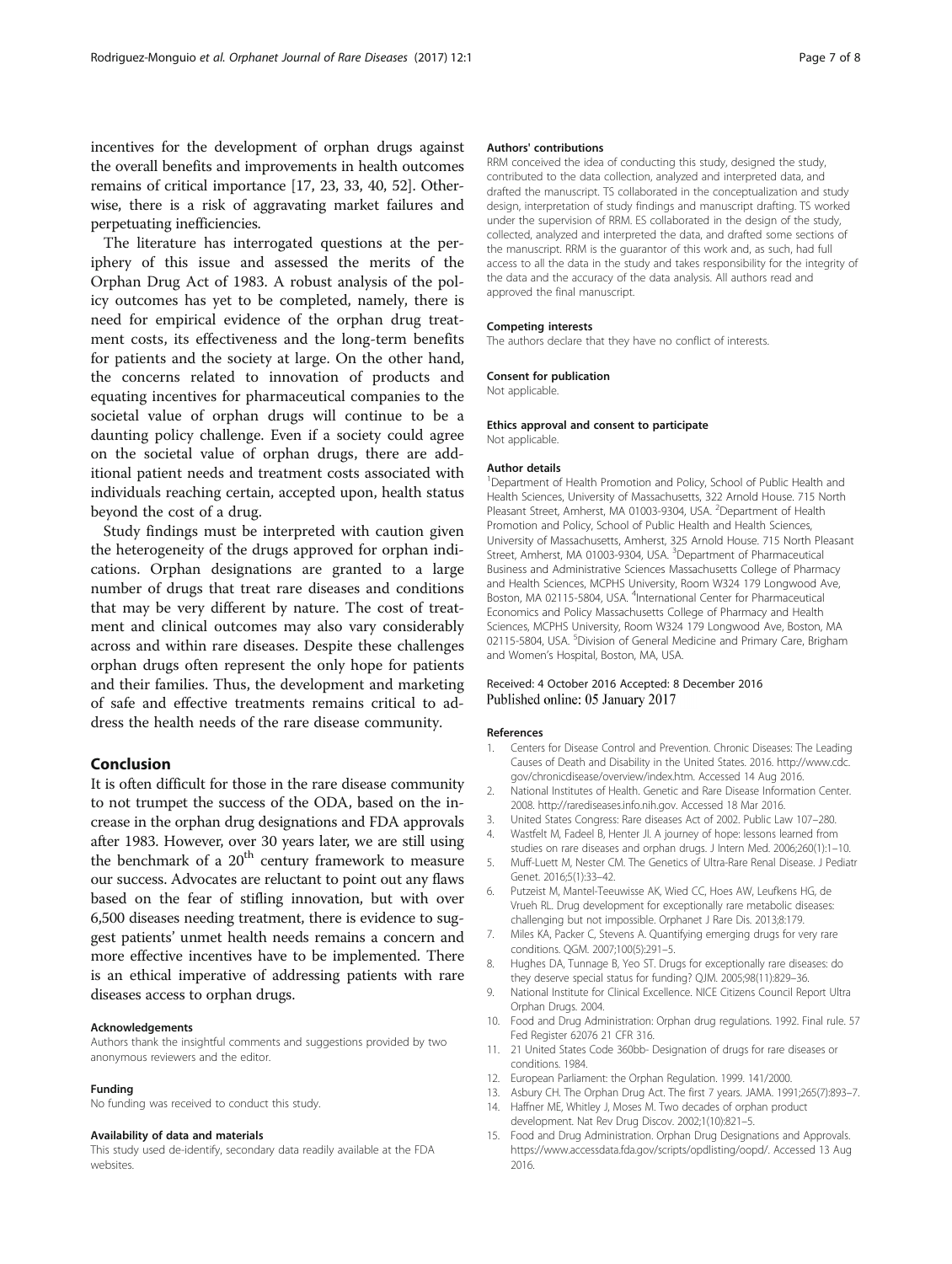incentives for the development of orphan drugs against the overall benefits and improvements in health outcomes remains of critical importance [17, 23, 33, 40, 52]. Otherwise, there is a risk of aggravating market failures and perpetuating inefficiencies.

The literature has interrogated questions at the periphery of this issue and assessed the merits of the Orphan Drug Act of 1983. A robust analysis of the policy outcomes has yet to be completed, namely, there is need for empirical evidence of the orphan drug treatment costs, its effectiveness and the long-term benefits for patients and the society at large. On the other hand, the concerns related to innovation of products and equating incentives for pharmaceutical companies to the societal value of orphan drugs will continue to be a daunting policy challenge. Even if a society could agree on the societal value of orphan drugs, there are additional patient needs and treatment costs associated with individuals reaching certain, accepted upon, health status beyond the cost of a drug.

Study findings must be interpreted with caution given the heterogeneity of the drugs approved for orphan indications. Orphan designations are granted to a large number of drugs that treat rare diseases and conditions that may be very different by nature. The cost of treatment and clinical outcomes may also vary considerably across and within rare diseases. Despite these challenges orphan drugs often represent the only hope for patients and their families. Thus, the development and marketing of safe and effective treatments remains critical to address the health needs of the rare disease community.

## Conclusion

It is often difficult for those in the rare disease community to not trumpet the success of the ODA, based on the increase in the orphan drug designations and FDA approvals after 1983. However, over 30 years later, we are still using the benchmark of a 20[th] century framework to measure our success. Advocates are reluctant to point out any flaws based on the fear of stifling innovation, but with over 6,500 diseases needing treatment, there is evidence to suggest patients' unmet health needs remains a concern and more effective incentives have to be implemented. There is an ethical imperative of addressing patients with rare diseases access to orphan drugs.

### Acknowledgements

Authors thank the insightful comments and suggestions provided by two anonymous reviewers and the editor.

### Funding

No funding was received to conduct this study.

### Availability of data and materials

This study used de-identify, secondary data readily available at the FDA websites.

### Authors' contributions

RRM conceived the idea of conducting this study, designed the study, contributed to the data collection, analyzed and interpreted data, and drafted the manuscript. TS collaborated in the conceptualization and study design, interpretation of study findings and manuscript drafting. TS worked under the supervision of RRM. ES collaborated in the design of the study, collected, analyzed and interpreted the data, and drafted some sections of the manuscript. RRM is the guarantor of this work and, as such, had full access to all the data in the study and takes responsibility for the integrity of the data and the accuracy of the data analysis. All authors read and approved the final manuscript.

### Competing interests

The authors declare that they have no conflict of interests.

### Consent for publication

Not applicable.

### Ethics approval and consent to participate

Not applicable.

### Author details

[1]Department of Health Promotion and Policy, School of Public Health and Health Sciences, University of Massachusetts, 322 Arnold House. 715 North Pleasant Street, Amherst, MA 01003-9304, USA. [2]Department of Health Promotion and Policy, School of Public Health and Health Sciences, University of Massachusetts, Amherst, 325 Arnold House. 715 North Pleasant Street, Amherst, MA 01003-9304, USA. [3]Department of Pharmaceutical Business and Administrative Sciences Massachusetts College of Pharmacy and Health Sciences, MCPHS University, Room W324 179 Longwood Ave, Boston, MA 02115-5804, USA. [4]International Center for Pharmaceutical Economics and Policy Massachusetts College of Pharmacy and Health Sciences, MCPHS University, Room W324 179 Longwood Ave, Boston, MA 02115-5804, USA. [5]Division of General Medicine and Primary Care, Brigham and Women's Hospital, Boston, MA, USA.

Received: 4 October 2016 Accepted: 8 December 2016
Published online: 05 January 2017

### References

1. Centers for Disease Control and Prevention. Chronic Diseases: The Leading Causes of Death and Disability in the United States. 2016. http://www.cdc.gov/chronicdisease/overview/index.htm. Accessed 14 Aug 2016.
2. National Institutes of Health. Genetic and Rare Disease Information Center. 2008. http://rarediseases.info.nih.gov. Accessed 18 Mar 2016.
3. United States Congress: Rare diseases Act of 2002. Public Law 107–280.
4. Wastfelt M, Fadeel B, Henter JI. A journey of hope: lessons learned from studies on rare diseases and orphan drugs. J Intern Med. 2006;260(1):1–10.
5. Muff-Luett M, Nester CM. The Genetics of Ultra-Rare Renal Disease. J Pediatr Genet. 2016;5(1):33–42.
6. Putzeist M, Mantel-Teeuwisse AK, Wied CC, Hoes AW, Leufkens HG, de Vrueh RL. Drug development for exceptionally rare metabolic diseases: challenging but not impossible. Orphanet J Rare Dis. 2013;8:179.
7. Miles KA, Packer C, Stevens A. Quantifying emerging drugs for very rare conditions. QGM. 2007;100(5):291–5.
8. Hughes DA, Tunnage B, Yeo ST. Drugs for exceptionally rare diseases: do they deserve special status for funding? QJM. 2005;98(11):829–36.
9. National Institute for Clinical Excellence. NICE Citizens Council Report Ultra Orphan Drugs. 2004.
10. Food and Drug Administration: Orphan drug regulations. 1992. Final rule. 57 Fed Register 62076 21 CFR 316.
11. 21 United States Code 360bb- Designation of drugs for rare diseases or conditions. 1984.
12. European Parliament: the Orphan Regulation. 1999. 141/2000.
13. Asbury CH. The Orphan Drug Act. The first 7 years. JAMA. 1991;265(7):893–7.
14. Haffner ME, Whitley J, Moses M. Two decades of orphan product development. Nat Rev Drug Discov. 2002;1(10):821–5.
15. Food and Drug Administration. Orphan Drug Designations and Approvals. https://www.accessdata.fda.gov/scripts/opdlisting/oopd/. Accessed 13 Aug 2016.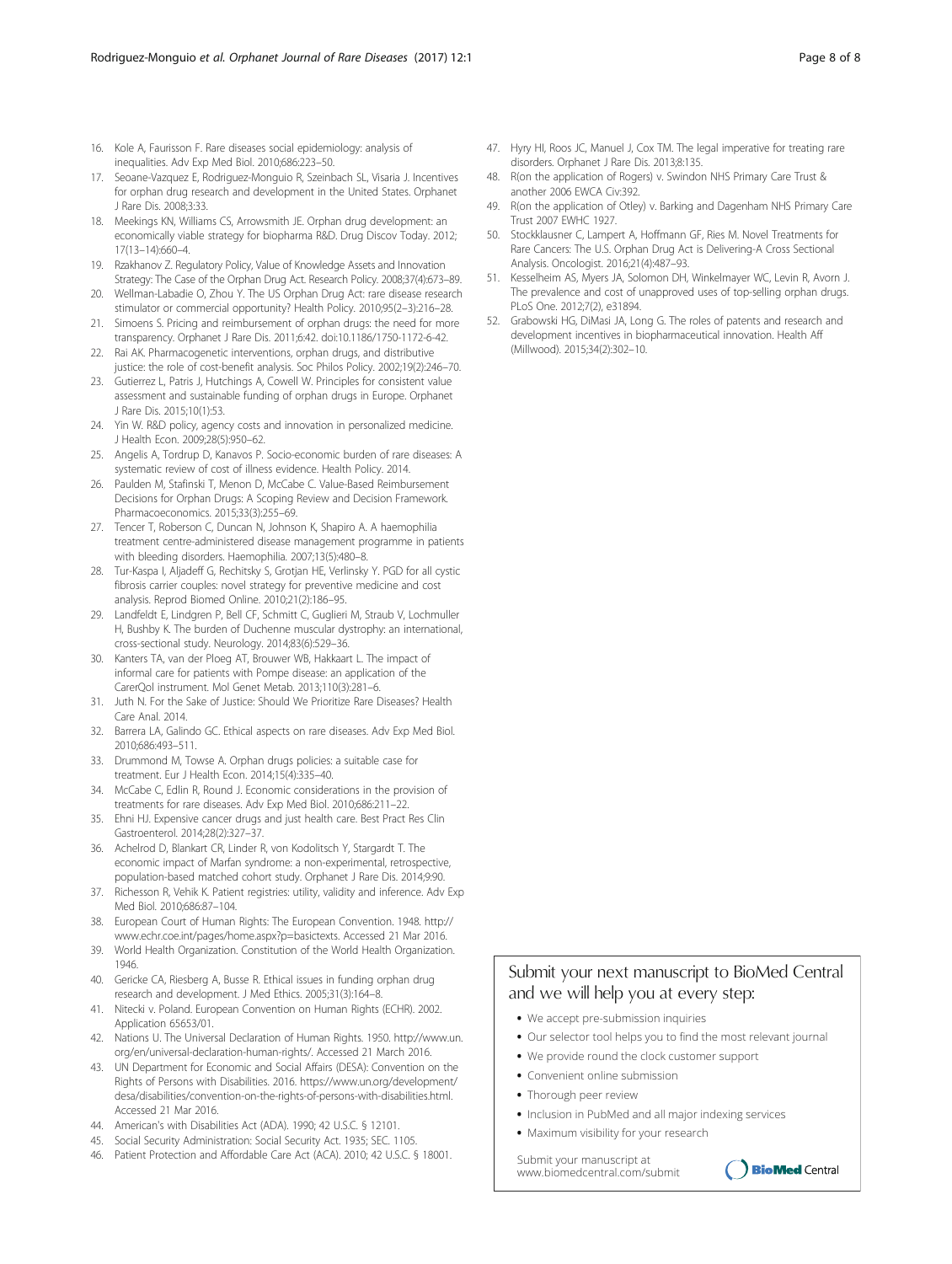16. Kole A, Faurisson F. Rare diseases social epidemiology: analysis of inequalities. Adv Exp Med Biol. 2010;686:223–50.
17. Seoane-Vazquez E, Rodriguez-Monguio R, Szeinbach SL, Visaria J. Incentives for orphan drug research and development in the United States. Orphanet J Rare Dis. 2008;3:33.
18. Meekings KN, Williams CS, Arrowsmith JE. Orphan drug development: an economically viable strategy for biopharma R&D. Drug Discov Today. 2012; 17(13–14):660–4.
19. Rzakhanov Z. Regulatory Policy, Value of Knowledge Assets and Innovation Strategy: The Case of the Orphan Drug Act. Research Policy. 2008;37(4):673–89.
20. Wellman-Labadie O, Zhou Y. The US Orphan Drug Act: rare disease research stimulator or commercial opportunity? Health Policy. 2010;95(2–3):216–28.
21. Simoens S. Pricing and reimbursement of orphan drugs: the need for more transparency. Orphanet J Rare Dis. 2011;6:42. doi:10.1186/1750-1172-6-42.
22. Rai AK. Pharmacogenetic interventions, orphan drugs, and distributive justice: the role of cost-benefit analysis. Soc Philos Policy. 2002;19(2):246–70.
23. Gutierrez L, Patris J, Hutchings A, Cowell W. Principles for consistent value assessment and sustainable funding of orphan drugs in Europe. Orphanet J Rare Dis. 2015;10(1):53.
24. Yin W. R&D policy, agency costs and innovation in personalized medicine. J Health Econ. 2009;28(5):950–62.
25. Angelis A, Tordrup D, Kanavos P. Socio-economic burden of rare diseases: A systematic review of cost of illness evidence. Health Policy. 2014.
26. Paulden M, Stafinski T, Menon D, McCabe C. Value-Based Reimbursement Decisions for Orphan Drugs: A Scoping Review and Decision Framework. Pharmacoeconomics. 2015;33(3):255–69.
27. Tencer T, Roberson C, Duncan N, Johnson K, Shapiro A. A haemophilia treatment centre-administered disease management programme in patients with bleeding disorders. Haemophilia. 2007;13(5):480–8.
28. Tur-Kaspa I, Aljadeff G, Rechitsky S, Grotjan HE, Verlinsky Y. PGD for all cystic fibrosis carrier couples: novel strategy for preventive medicine and cost analysis. Reprod Biomed Online. 2010;21(2):186–95.
29. Landfeldt E, Lindgren P, Bell CF, Schmitt C, Guglieri M, Straub V, Lochmuller H, Bushby K. The burden of Duchenne muscular dystrophy: an international, cross-sectional study. Neurology. 2014;83(6):529–36.
30. Kanters TA, van der Ploeg AT, Brouwer WB, Hakkaart L. The impact of informal care for patients with Pompe disease: an application of the CarerQol instrument. Mol Genet Metab. 2013;110(3):281–6.
31. Juth N. For the Sake of Justice: Should We Prioritize Rare Diseases? Health Care Anal. 2014.
32. Barrera LA, Galindo GC. Ethical aspects on rare diseases. Adv Exp Med Biol. 2010;686:493–511.
33. Drummond M, Towse A. Orphan drugs policies: a suitable case for treatment. Eur J Health Econ. 2014;15(4):335–40.
34. McCabe C, Edlin R, Round J. Economic considerations in the provision of treatments for rare diseases. Adv Exp Med Biol. 2010;686:211–22.
35. Ehni HJ. Expensive cancer drugs and just health care. Best Pract Res Clin Gastroenterol. 2014;28(2):327–37.
36. Achelrod D, Blankart CR, Linder R, von Kodolitsch Y, Stargardt T. The economic impact of Marfan syndrome: a non-experimental, retrospective, population-based matched cohort study. Orphanet J Rare Dis. 2014;9:90.
37. Richesson R, Vehik K. Patient registries: utility, validity and inference. Adv Exp Med Biol. 2010;686:87–104.
38. European Court of Human Rights: The European Convention. 1948. http://www.echr.coe.int/pages/home.aspx?p=basictexts. Accessed 21 Mar 2016.
39. World Health Organization. Constitution of the World Health Organization. 1946.
40. Gericke CA, Riesberg A, Busse R. Ethical issues in funding orphan drug research and development. J Med Ethics. 2005;31(3):164–8.
41. Nitecki v. Poland. European Convention on Human Rights (ECHR). 2002. Application 65653/01.
42. Nations U. The Universal Declaration of Human Rights. 1950. http://www.un.org/en/universal-declaration-human-rights/. Accessed 21 March 2016.
43. UN Department for Economic and Social Affairs (DESA): Convention on the Rights of Persons with Disabilities. 2016. https://www.un.org/development/desa/disabilities/convention-on-the-rights-of-persons-with-disabilities.html. Accessed 21 Mar 2016.
44. American's with Disabilities Act (ADA). 1990; 42 U.S.C. § 12101.
45. Social Security Administration: Social Security Act. 1935; SEC. 1105.
46. Patient Protection and Affordable Care Act (ACA). 2010; 42 U.S.C. § 18001.
47. Hyry HI, Roos JC, Manuel J, Cox TM. The legal imperative for treating rare disorders. Orphanet J Rare Dis. 2013;8:135.
48. R(on the application of Rogers) v. Swindon NHS Primary Care Trust & another 2006 EWCA Civ:392.
49. R(on the application of Otley) v. Barking and Dagenham NHS Primary Care Trust 2007 EWHC 1927.
50. Stockklausner C, Lampert A, Hoffmann GF, Ries M. Novel Treatments for Rare Cancers: The U.S. Orphan Drug Act is Delivering-A Cross Sectional Analysis. Oncologist. 2016;21(4):487–93.
51. Kesselheim AS, Myers JA, Solomon DH, Winkelmayer WC, Levin R, Avorn J. The prevalence and cost of unapproved uses of top-selling orphan drugs. PLoS One. 2012;7(2), e31894.
52. Grabowski HG, DiMasi JA, Long G. The roles of patents and research and development incentives in biopharmaceutical innovation. Health Aff (Millwood). 2015;34(2):302–10.

Submit your next manuscript to BioMed Central and we will help you at every step:

- We accept pre-submission inquiries
- Our selector tool helps you to find the most relevant journal
- We provide round the clock customer support
- Convenient online submission
- Thorough peer review
- Inclusion in PubMed and all major indexing services
- Maximum visibility for your research

Submit your manuscript at www.biomedcentral.com/submit

BioMed Central